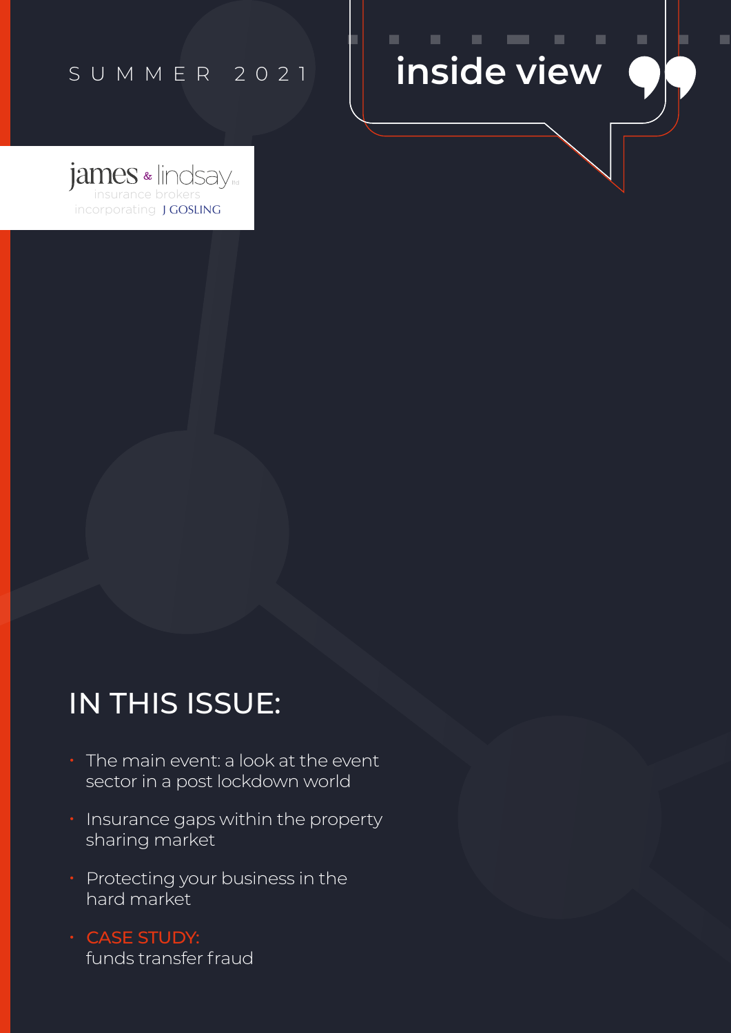SUMMER 2021

# inside view

james & lindsay ltd
insurance brokers
incorporating J GOSLING

## IN THIS ISSUE:

- The main event: a look at the event sector in a post lockdown world
- Insurance gaps within the property sharing market
- Protecting your business in the hard market
- CASE STUDY: funds transfer fraud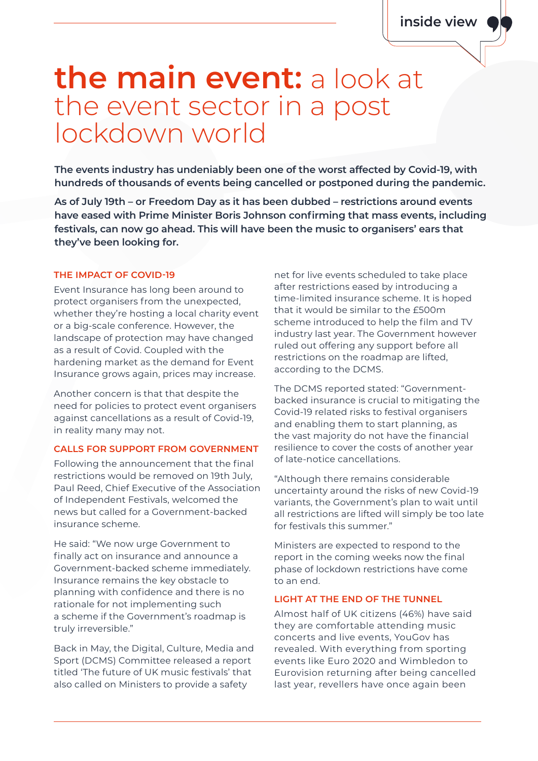# **the main event:** a look at the event sector in a post lockdown world

**The events industry has undeniably been one of the worst affected by Covid-19, with hundreds of thousands of events being cancelled or postponed during the pandemic.**

**As of July 19th – or Freedom Day as it has been dubbed – restrictions around events have eased with Prime Minister Boris Johnson confirming that mass events, including festivals, can now go ahead. This will have been the music to organisers' ears that they've been looking for.**

## THE IMPACT OF COVID-19

Event Insurance has long been around to protect organisers from the unexpected, whether they're hosting a local charity event or a big-scale conference. However, the landscape of protection may have changed as a result of Covid. Coupled with the hardening market as the demand for Event Insurance grows again, prices may increase.

Another concern is that that despite the need for policies to protect event organisers against cancellations as a result of Covid-19, in reality many may not.

## CALLS FOR SUPPORT FROM GOVERNMENT

Following the announcement that the final restrictions would be removed on 19th July, Paul Reed, Chief Executive of the Association of Independent Festivals, welcomed the news but called for a Government-backed insurance scheme.

He said: "We now urge Government to finally act on insurance and announce a Government-backed scheme immediately. Insurance remains the key obstacle to planning with confidence and there is no rationale for not implementing such a scheme if the Government's roadmap is truly irreversible."

Back in May, the Digital, Culture, Media and Sport (DCMS) Committee released a report titled 'The future of UK music festivals' that also called on Ministers to provide a safety net for live events scheduled to take place after restrictions eased by introducing a time-limited insurance scheme. It is hoped that it would be similar to the £500m scheme introduced to help the film and TV industry last year. The Government however ruled out offering any support before all restrictions on the roadmap are lifted, according to the DCMS.

The DCMS reported stated: "Government-backed insurance is crucial to mitigating the Covid-19 related risks to festival organisers and enabling them to start planning, as the vast majority do not have the financial resilience to cover the costs of another year of late-notice cancellations.

"Although there remains considerable uncertainty around the risks of new Covid-19 variants, the Government's plan to wait until all restrictions are lifted will simply be too late for festivals this summer."

Ministers are expected to respond to the report in the coming weeks now the final phase of lockdown restrictions have come to an end.

## LIGHT AT THE END OF THE TUNNEL

Almost half of UK citizens (46%) have said they are comfortable attending music concerts and live events, YouGov has revealed. With everything from sporting events like Euro 2020 and Wimbledon to Eurovision returning after being cancelled last year, revellers have once again been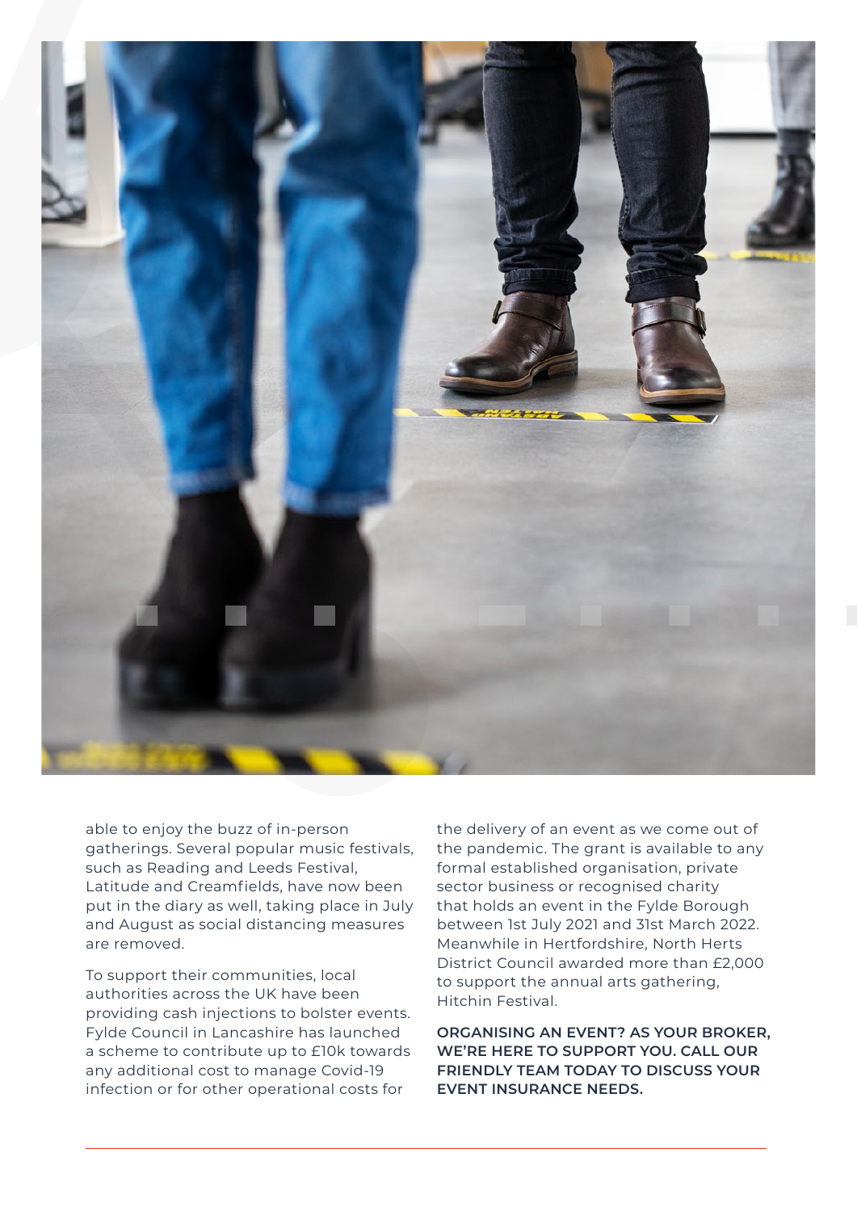able to enjoy the buzz of in-person gatherings. Several popular music festivals, such as Reading and Leeds Festival, Latitude and Creamfields, have now been put in the diary as well, taking place in July and August as social distancing measures are removed.

To support their communities, local authorities across the UK have been providing cash injections to bolster events. Fylde Council in Lancashire has launched a scheme to contribute up to £10k towards any additional cost to manage Covid-19 infection or for other operational costs for the delivery of an event as we come out of the pandemic. The grant is available to any formal established organisation, private sector business or recognised charity that holds an event in the Fylde Borough between 1st July 2021 and 31st March 2022. Meanwhile in Hertfordshire, North Herts District Council awarded more than £2,000 to support the annual arts gathering, Hitchin Festival.

**ORGANISING AN EVENT? AS YOUR BROKER, WE'RE HERE TO SUPPORT YOU. CALL OUR FRIENDLY TEAM TODAY TO DISCUSS YOUR EVENT INSURANCE NEEDS.**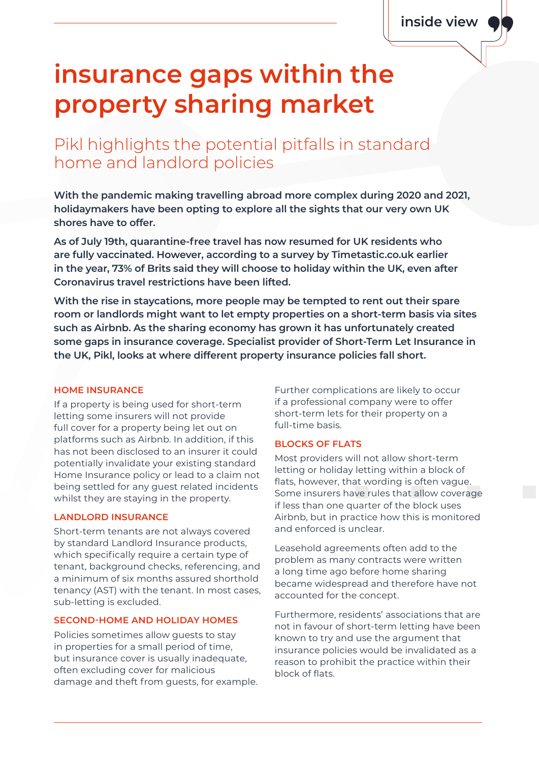inside view

# insurance gaps within the property sharing market

## Pikl highlights the potential pitfalls in standard home and landlord policies

**With the pandemic making travelling abroad more complex during 2020 and 2021, holidaymakers have been opting to explore all the sights that our very own UK shores have to offer.**

**As of July 19th, quarantine-free travel has now resumed for UK residents who are fully vaccinated. However, according to a survey by Timetastic.co.uk earlier in the year, 73% of Brits said they will choose to holiday within the UK, even after Coronavirus travel restrictions have been lifted.**

**With the rise in staycations, more people may be tempted to rent out their spare room or landlords might want to let empty properties on a short-term basis via sites such as Airbnb. As the sharing economy has grown it has unfortunately created some gaps in insurance coverage. Specialist provider of Short-Term Let Insurance in the UK, Pikl, looks at where different property insurance policies fall short.**

### HOME INSURANCE

If a property is being used for short-term letting some insurers will not provide full cover for a property being let out on platforms such as Airbnb. In addition, if this has not been disclosed to an insurer it could potentially invalidate your existing standard Home Insurance policy or lead to a claim not being settled for any guest related incidents whilst they are staying in the property.

### LANDLORD INSURANCE

Short-term tenants are not always covered by standard Landlord Insurance products, which specifically require a certain type of tenant, background checks, referencing, and a minimum of six months assured shorthold tenancy (AST) with the tenant. In most cases, sub-letting is excluded.

### SECOND-HOME AND HOLIDAY HOMES

Policies sometimes allow guests to stay in properties for a small period of time, but insurance cover is usually inadequate, often excluding cover for malicious damage and theft from guests, for example.

Further complications are likely to occur if a professional company were to offer short-term lets for their property on a full-time basis.

### BLOCKS OF FLATS

Most providers will not allow short-term letting or holiday letting within a block of flats, however, that wording is often vague. Some insurers have rules that allow coverage if less than one quarter of the block uses Airbnb, but in practice how this is monitored and enforced is unclear.

Leasehold agreements often add to the problem as many contracts were written a long time ago before home sharing became widespread and therefore have not accounted for the concept.

Furthermore, residents' associations that are not in favour of short-term letting have been known to try and use the argument that insurance policies would be invalidated as a reason to prohibit the practice within their block of flats.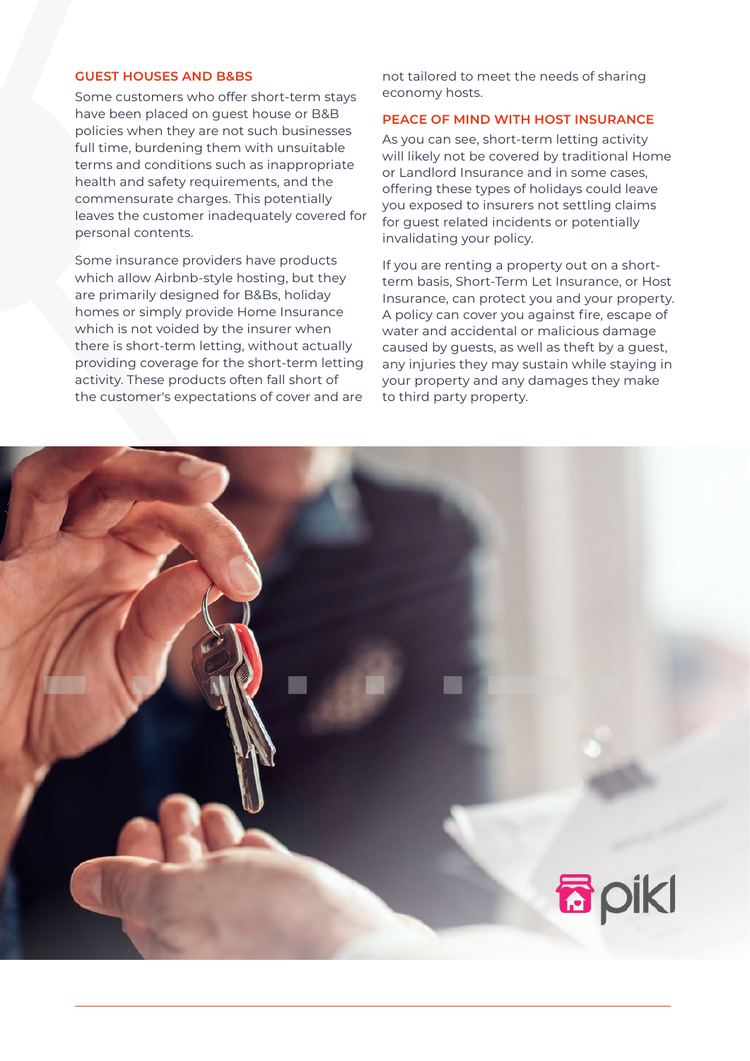## GUEST HOUSES AND B&BS

Some customers who offer short-term stays have been placed on guest house or B&B policies when they are not such businesses full time, burdening them with unsuitable terms and conditions such as inappropriate health and safety requirements, and the commensurate charges. This potentially leaves the customer inadequately covered for personal contents.

Some insurance providers have products which allow Airbnb-style hosting, but they are primarily designed for B&Bs, holiday homes or simply provide Home Insurance which is not voided by the insurer when there is short-term letting, without actually providing coverage for the short-term letting activity. These products often fall short of the customer's expectations of cover and are not tailored to meet the needs of sharing economy hosts.

## PEACE OF MIND WITH HOST INSURANCE

As you can see, short-term letting activity will likely not be covered by traditional Home or Landlord Insurance and in some cases, offering these types of holidays could leave you exposed to insurers not settling claims for guest related incidents or potentially invalidating your policy.

If you are renting a property out on a short-term basis, Short-Term Let Insurance, or Host Insurance, can protect you and your property. A policy can cover you against fire, escape of water and accidental or malicious damage caused by guests, as well as theft by a guest, any injuries they may sustain while staying in your property and any damages they make to third party property.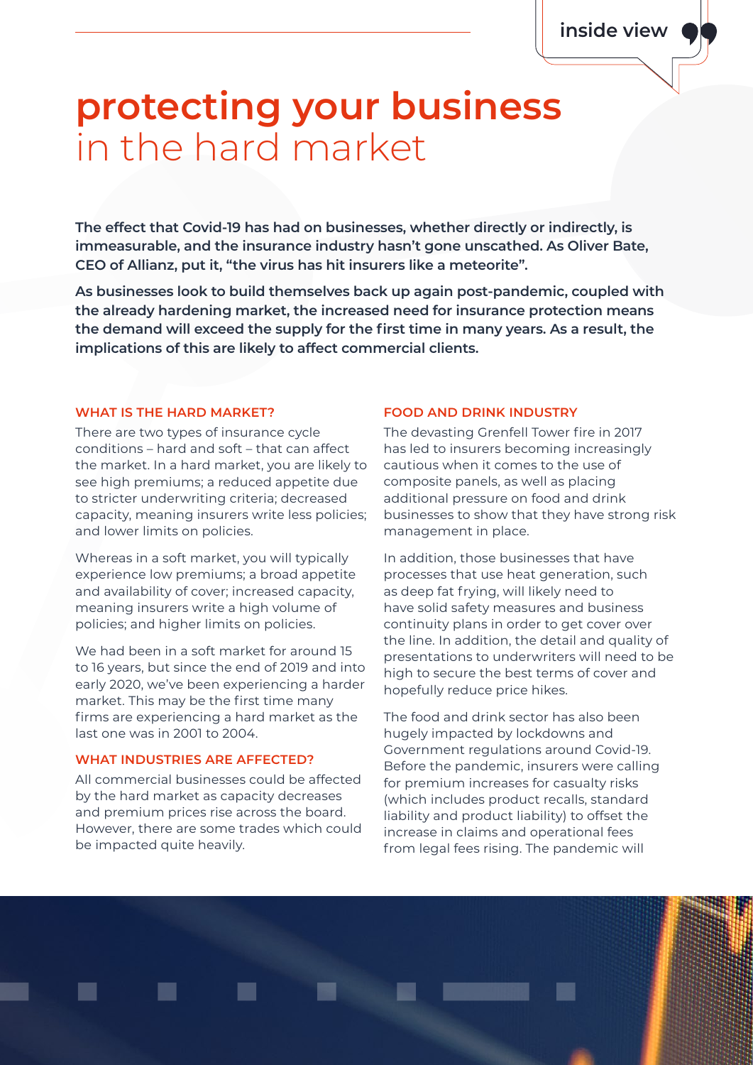# protecting your business in the hard market

**The effect that Covid-19 has had on businesses, whether directly or indirectly, is immeasurable, and the insurance industry hasn't gone unscathed. As Oliver Bate, CEO of Allianz, put it, "the virus has hit insurers like a meteorite".**

**As businesses look to build themselves back up again post-pandemic, coupled with the already hardening market, the increased need for insurance protection means the demand will exceed the supply for the first time in many years. As a result, the implications of this are likely to affect commercial clients.**

## WHAT IS THE HARD MARKET?

There are two types of insurance cycle conditions – hard and soft – that can affect the market. In a hard market, you are likely to see high premiums; a reduced appetite due to stricter underwriting criteria; decreased capacity, meaning insurers write less policies; and lower limits on policies.

Whereas in a soft market, you will typically experience low premiums; a broad appetite and availability of cover; increased capacity, meaning insurers write a high volume of policies; and higher limits on policies.

We had been in a soft market for around 15 to 16 years, but since the end of 2019 and into early 2020, we've been experiencing a harder market. This may be the first time many firms are experiencing a hard market as the last one was in 2001 to 2004.

## WHAT INDUSTRIES ARE AFFECTED?

All commercial businesses could be affected by the hard market as capacity decreases and premium prices rise across the board. However, there are some trades which could be impacted quite heavily.

## FOOD AND DRINK INDUSTRY

The devasting Grenfell Tower fire in 2017 has led to insurers becoming increasingly cautious when it comes to the use of composite panels, as well as placing additional pressure on food and drink businesses to show that they have strong risk management in place.

In addition, those businesses that have processes that use heat generation, such as deep fat frying, will likely need to have solid safety measures and business continuity plans in order to get cover over the line. In addition, the detail and quality of presentations to underwriters will need to be high to secure the best terms of cover and hopefully reduce price hikes.

The food and drink sector has also been hugely impacted by lockdowns and Government regulations around Covid-19. Before the pandemic, insurers were calling for premium increases for casualty risks (which includes product recalls, standard liability and product liability) to offset the increase in claims and operational fees from legal fees rising. The pandemic will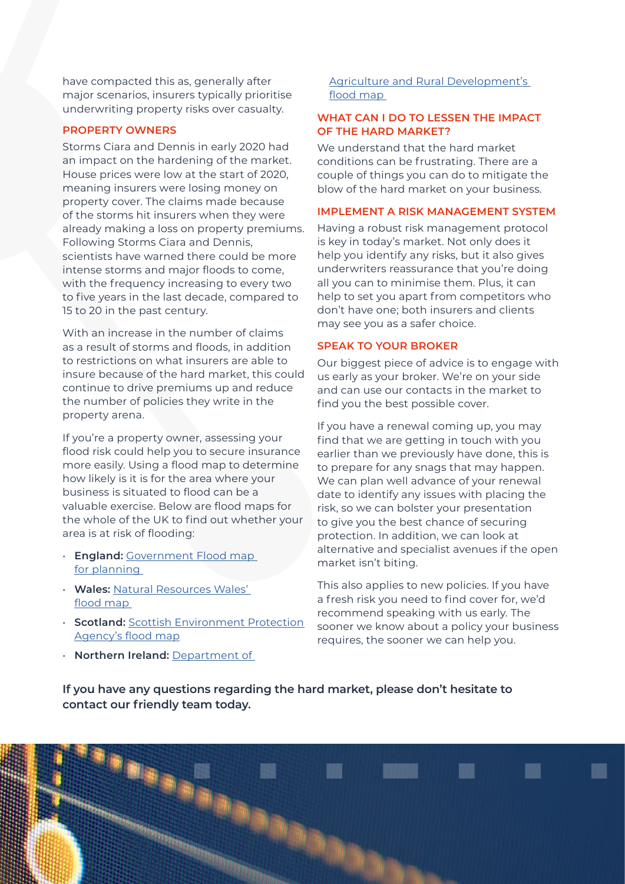have compacted this as, generally after major scenarios, insurers typically prioritise underwriting property risks over casualty.

## PROPERTY OWNERS

Storms Ciara and Dennis in early 2020 had an impact on the hardening of the market. House prices were low at the start of 2020, meaning insurers were losing money on property cover. The claims made because of the storms hit insurers when they were already making a loss on property premiums. Following Storms Ciara and Dennis, scientists have warned there could be more intense storms and major floods to come, with the frequency increasing to every two to five years in the last decade, compared to 15 to 20 in the past century.

With an increase in the number of claims as a result of storms and floods, in addition to restrictions on what insurers are able to insure because of the hard market, this could continue to drive premiums up and reduce the number of policies they write in the property arena.

If you're a property owner, assessing your flood risk could help you to secure insurance more easily. Using a flood map to determine how likely is it is for the area where your business is situated to flood can be a valuable exercise. Below are flood maps for the whole of the UK to find out whether your area is at risk of flooding:

- **England:** Government Flood map for planning
- **Wales:** Natural Resources Wales' flood map
- **Scotland:** Scottish Environment Protection Agency's flood map
- **Northern Ireland:** Department of Agriculture and Rural Development's flood map

## WHAT CAN I DO TO LESSEN THE IMPACT OF THE HARD MARKET?

We understand that the hard market conditions can be frustrating. There are a couple of things you can do to mitigate the blow of the hard market on your business.

## IMPLEMENT A RISK MANAGEMENT SYSTEM

Having a robust risk management protocol is key in today's market. Not only does it help you identify any risks, but it also gives underwriters reassurance that you're doing all you can to minimise them. Plus, it can help to set you apart from competitors who don't have one; both insurers and clients may see you as a safer choice.

## SPEAK TO YOUR BROKER

Our biggest piece of advice is to engage with us early as your broker. We're on your side and can use our contacts in the market to find you the best possible cover.

If you have a renewal coming up, you may find that we are getting in touch with you earlier than we previously have done, this is to prepare for any snags that may happen. We can plan well advance of your renewal date to identify any issues with placing the risk, so we can bolster your presentation to give you the best chance of securing protection. In addition, we can look at alternative and specialist avenues if the open market isn't biting.

This also applies to new policies. If you have a fresh risk you need to find cover for, we'd recommend speaking with us early. The sooner we know about a policy your business requires, the sooner we can help you.

**If you have any questions regarding the hard market, please don't hesitate to contact our friendly team today.**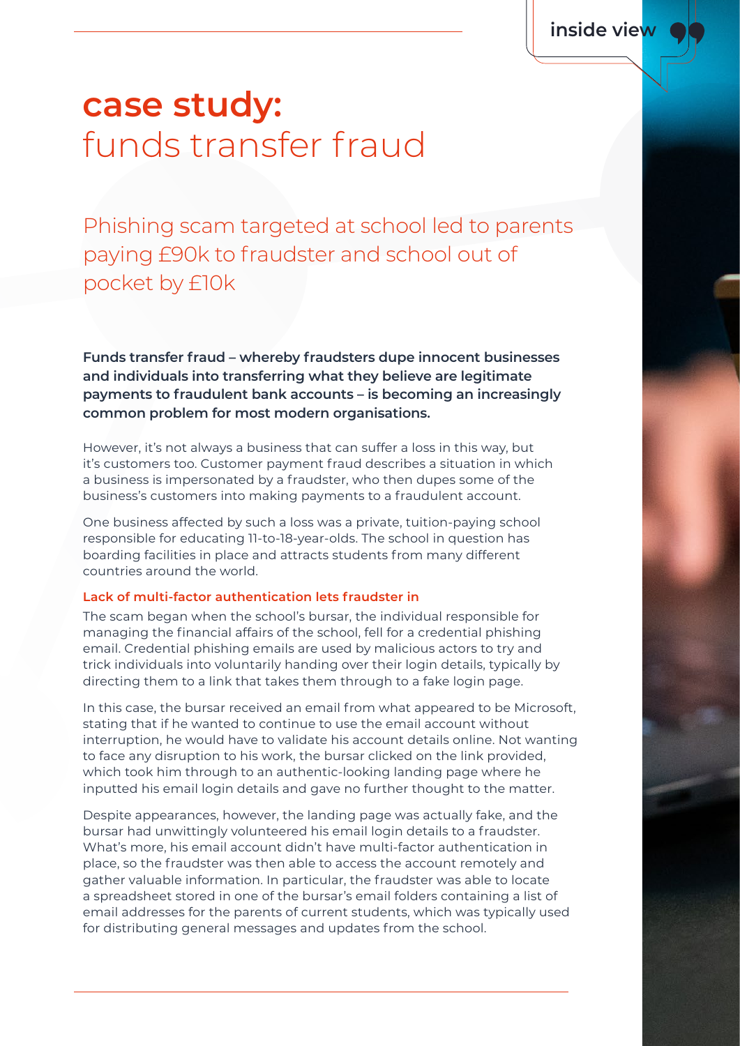# case study: funds transfer fraud

## Phishing scam targeted at school led to parents paying £90k to fraudster and school out of pocket by £10k

**Funds transfer fraud – whereby fraudsters dupe innocent businesses and individuals into transferring what they believe are legitimate payments to fraudulent bank accounts – is becoming an increasingly common problem for most modern organisations.**

However, it's not always a business that can suffer a loss in this way, but it's customers too. Customer payment fraud describes a situation in which a business is impersonated by a fraudster, who then dupes some of the business's customers into making payments to a fraudulent account.

One business affected by such a loss was a private, tuition-paying school responsible for educating 11-to-18-year-olds. The school in question has boarding facilities in place and attracts students from many different countries around the world.

### Lack of multi-factor authentication lets fraudster in

The scam began when the school's bursar, the individual responsible for managing the financial affairs of the school, fell for a credential phishing email. Credential phishing emails are used by malicious actors to try and trick individuals into voluntarily handing over their login details, typically by directing them to a link that takes them through to a fake login page.

In this case, the bursar received an email from what appeared to be Microsoft, stating that if he wanted to continue to use the email account without interruption, he would have to validate his account details online. Not wanting to face any disruption to his work, the bursar clicked on the link provided, which took him through to an authentic-looking landing page where he inputted his email login details and gave no further thought to the matter.

Despite appearances, however, the landing page was actually fake, and the bursar had unwittingly volunteered his email login details to a fraudster. What's more, his email account didn't have multi-factor authentication in place, so the fraudster was then able to access the account remotely and gather valuable information. In particular, the fraudster was able to locate a spreadsheet stored in one of the bursar's email folders containing a list of email addresses for the parents of current students, which was typically used for distributing general messages and updates from the school.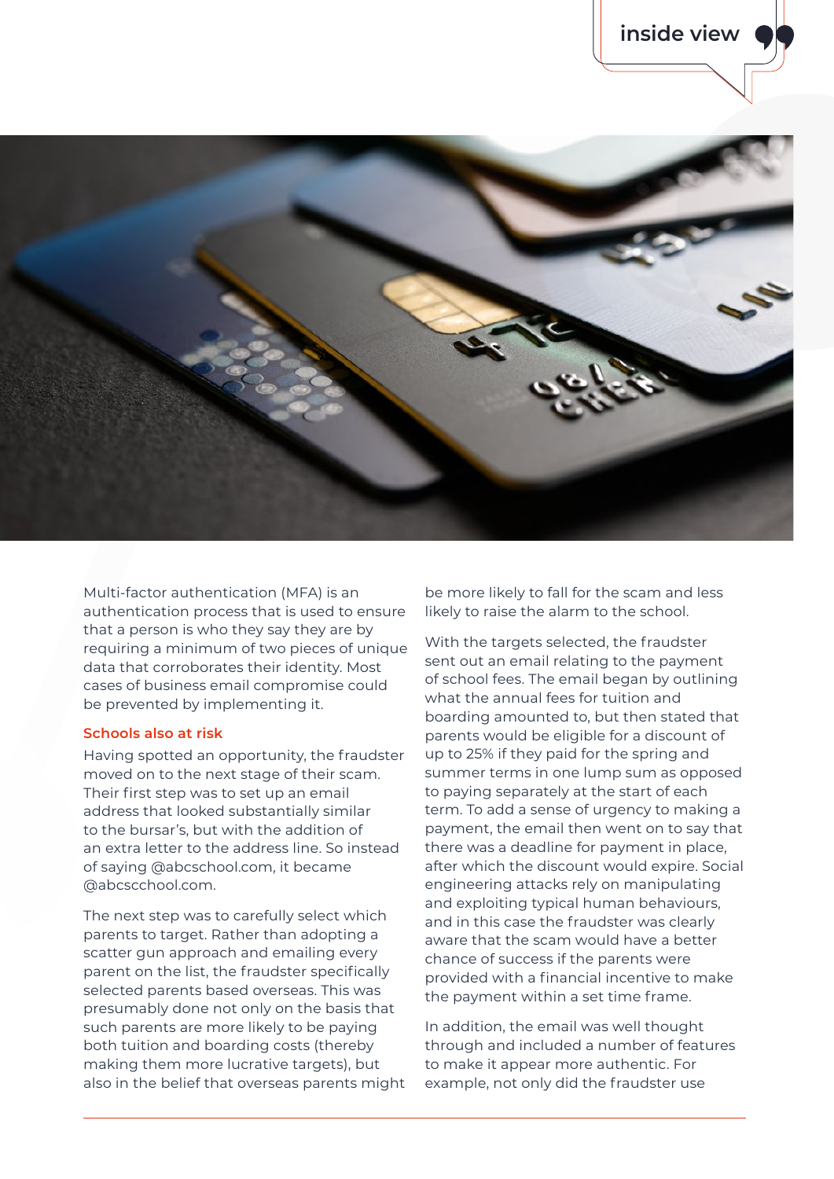Multi-factor authentication (MFA) is an authentication process that is used to ensure that a person is who they say they are by requiring a minimum of two pieces of unique data that corroborates their identity. Most cases of business email compromise could be prevented by implementing it.

### Schools also at risk

Having spotted an opportunity, the fraudster moved on to the next stage of their scam. Their first step was to set up an email address that looked substantially similar to the bursar's, but with the addition of an extra letter to the address line. So instead of saying @abcschool.com, it became @abcscchool.com.

The next step was to carefully select which parents to target. Rather than adopting a scatter gun approach and emailing every parent on the list, the fraudster specifically selected parents based overseas. This was presumably done not only on the basis that such parents are more likely to be paying both tuition and boarding costs (thereby making them more lucrative targets), but also in the belief that overseas parents might be more likely to fall for the scam and less likely to raise the alarm to the school.

With the targets selected, the fraudster sent out an email relating to the payment of school fees. The email began by outlining what the annual fees for tuition and boarding amounted to, but then stated that parents would be eligible for a discount of up to 25% if they paid for the spring and summer terms in one lump sum as opposed to paying separately at the start of each term. To add a sense of urgency to making a payment, the email then went on to say that there was a deadline for payment in place, after which the discount would expire. Social engineering attacks rely on manipulating and exploiting typical human behaviours, and in this case the fraudster was clearly aware that the scam would have a better chance of success if the parents were provided with a financial incentive to make the payment within a set time frame.

In addition, the email was well thought through and included a number of features to make it appear more authentic. For example, not only did the fraudster use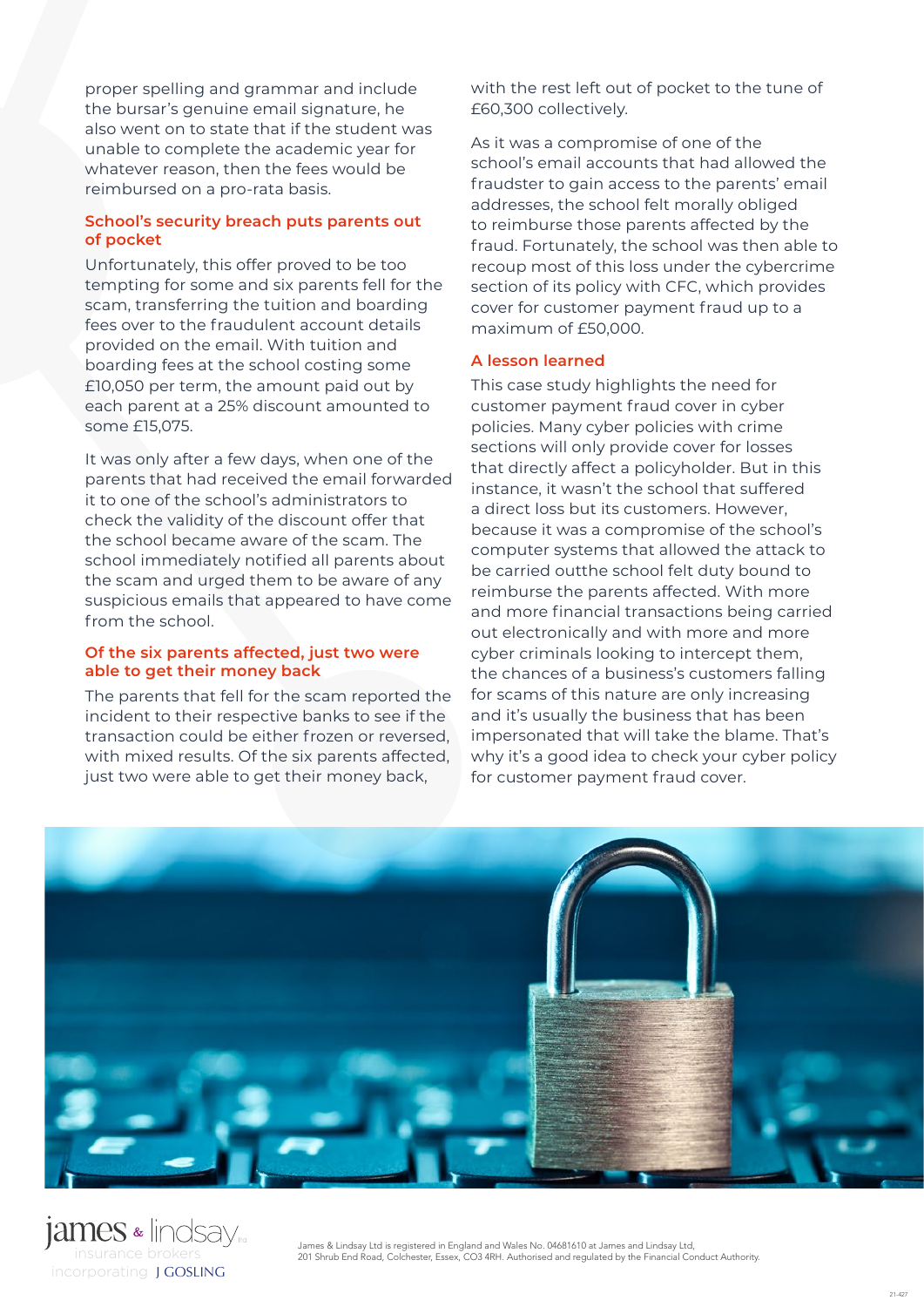proper spelling and grammar and include the bursar's genuine email signature, he also went on to state that if the student was unable to complete the academic year for whatever reason, then the fees would be reimbursed on a pro-rata basis.

## School's security breach puts parents out of pocket

Unfortunately, this offer proved to be too tempting for some and six parents fell for the scam, transferring the tuition and boarding fees over to the fraudulent account details provided on the email. With tuition and boarding fees at the school costing some £10,050 per term, the amount paid out by each parent at a 25% discount amounted to some £15,075.

It was only after a few days, when one of the parents that had received the email forwarded it to one of the school's administrators to check the validity of the discount offer that the school became aware of the scam. The school immediately notified all parents about the scam and urged them to be aware of any suspicious emails that appeared to have come from the school.

## Of the six parents affected, just two were able to get their money back

The parents that fell for the scam reported the incident to their respective banks to see if the transaction could be either frozen or reversed, with mixed results. Of the six parents affected, just two were able to get their money back, with the rest left out of pocket to the tune of £60,300 collectively.

As it was a compromise of one of the school's email accounts that had allowed the fraudster to gain access to the parents' email addresses, the school felt morally obliged to reimburse those parents affected by the fraud. Fortunately, the school was then able to recoup most of this loss under the cybercrime section of its policy with CFC, which provides cover for customer payment fraud up to a maximum of £50,000.

## A lesson learned

This case study highlights the need for customer payment fraud cover in cyber policies. Many cyber policies with crime sections will only provide cover for losses that directly affect a policyholder. But in this instance, it wasn't the school that suffered a direct loss but its customers. However, because it was a compromise of the school's computer systems that allowed the attack to be carried outthe school felt duty bound to reimburse the parents affected. With more and more financial transactions being carried out electronically and with more and more cyber criminals looking to intercept them, the chances of a business's customers falling for scams of this nature are only increasing and it's usually the business that has been impersonated that will take the blame. That's why it's a good idea to check your cyber policy for customer payment fraud cover.

james & lindsay ltd
insurance brokers
incorporating J GOSLING

James & Lindsay Ltd is registered in England and Wales No. 04681610 at James and Lindsay Ltd, 201 Shrub End Road, Colchester, Essex, CO3 4RH. Authorised and regulated by the Financial Conduct Authority.